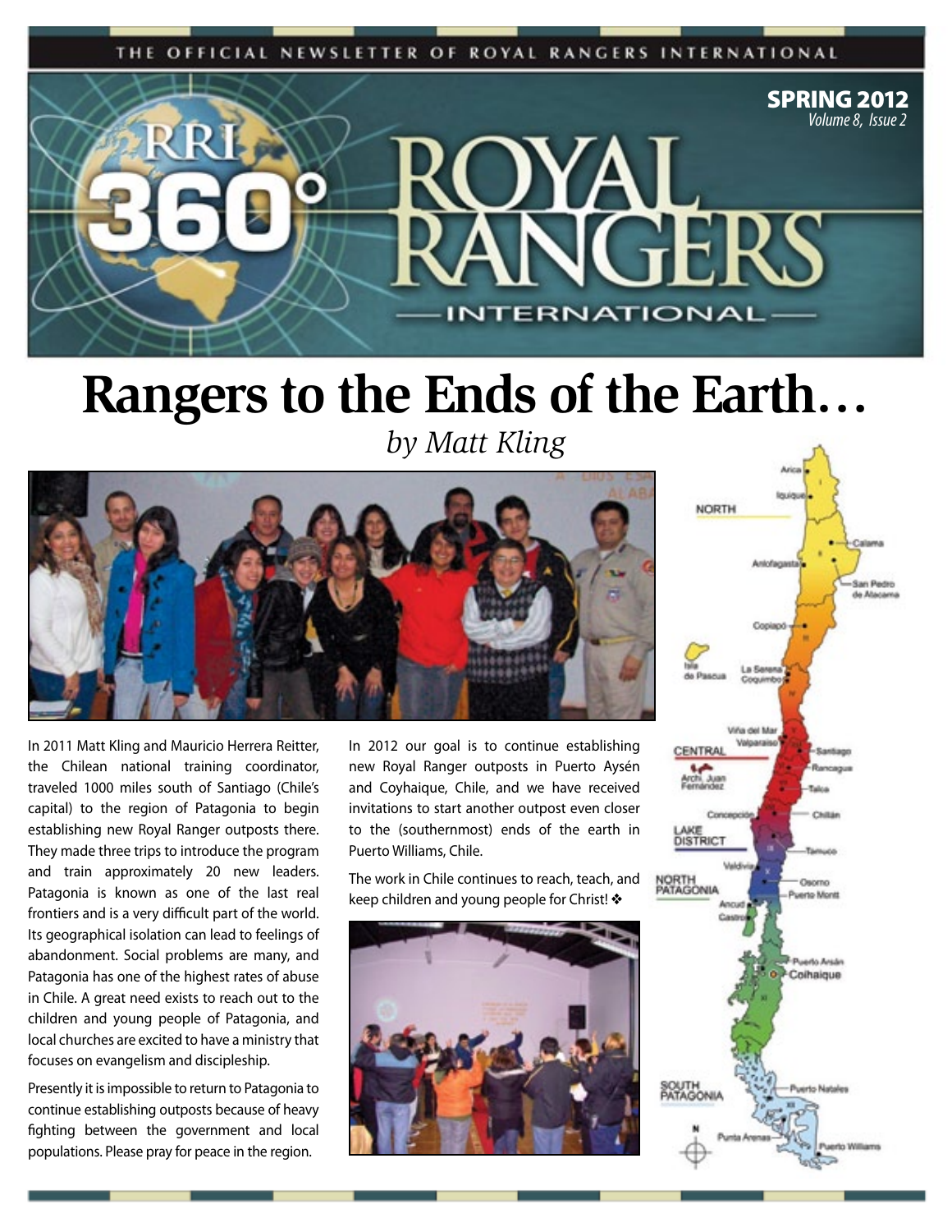THE OFFICIAL NEWSLETTER OF ROYAL RANGERS INTERNATIONAL

**SPRING 2012**
*Volume 8, Issue 2*

# Rangers to the Ends of the Earth…

*by Matt Kling*

In 2011 Matt Kling and Mauricio Herrera Reitter, the Chilean national training coordinator, traveled 1000 miles south of Santiago (Chile's capital) to the region of Patagonia to begin establishing new Royal Ranger outposts there. They made three trips to introduce the program and train approximately 20 new leaders. Patagonia is known as one of the last real frontiers and is a very difficult part of the world. Its geographical isolation can lead to feelings of abandonment. Social problems are many, and Patagonia has one of the highest rates of abuse in Chile. A great need exists to reach out to the children and young people of Patagonia, and local churches are excited to have a ministry that focuses on evangelism and discipleship.

Presently it is impossible to return to Patagonia to continue establishing outposts because of heavy fighting between the government and local populations. Please pray for peace in the region.

In 2012 our goal is to continue establishing new Royal Ranger outposts in Puerto Aysén and Coyhaique, Chile, and we have received invitations to start another outpost even closer to the (southernmost) ends of the earth in Puerto Williams, Chile.

The work in Chile continues to reach, teach, and keep children and young people for Christ! ❖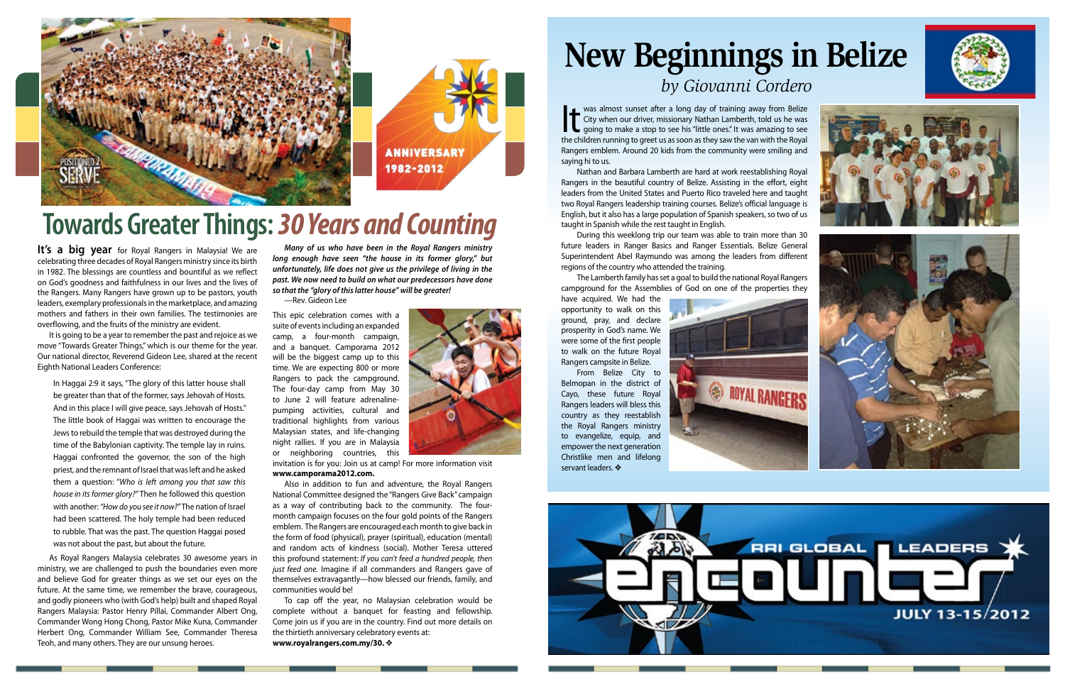# Towards Greater Things: *30 Years and Counting*

**It's a big year** for Royal Rangers in Malaysia! We are celebrating three decades of Royal Rangers ministry since its birth in 1982. The blessings are countless and bountiful as we reflect on God's goodness and faithfulness in our lives and the lives of the Rangers. Many Rangers have grown up to be pastors, youth leaders, exemplary professionals in the marketplace, and amazing mothers and fathers in their own families. The testimonies are overflowing, and the fruits of the ministry are evident.

It is going to be a year to remember the past and rejoice as we move "Towards Greater Things," which is our theme for the year. Our national director, Reverend Gideon Lee, shared at the recent Eighth National Leaders Conference:

> In Haggai 2:9 it says, "The glory of this latter house shall be greater than that of the former, says Jehovah of Hosts. And in this place I will give peace, says Jehovah of Hosts." The little book of Haggai was written to encourage the Jews to rebuild the temple that was destroyed during the time of the Babylonian captivity. The temple lay in ruins. Haggai confronted the governor, the son of the high priest, and the remnant of Israel that was left and he asked them a question: *"Who is left among you that saw this house in its former glory?"* Then he followed this question with another: *"How do you see it now?"* The nation of Israel had been scattered. The holy temple had been reduced to rubble. That was the past. The question Haggai posed was not about the past, but about the future.

As Royal Rangers Malaysia celebrates 30 awesome years in ministry, we are challenged to push the boundaries even more and believe God for greater things as we set our eyes on the future. At the same time, we remember the brave, courageous, and godly pioneers who (with God's help) built and shaped Royal Rangers Malaysia: Pastor Henry Pillai, Commander Albert Ong, Commander Wong Hong Chong, Pastor Mike Kuna, Commander Herbert Ong, Commander William See, Commander Theresa Teoh, and many others. They are our unsung heroes.

> ***Many of us who have been in the Royal Rangers ministry long enough have seen "the house in its former glory," but unfortunately, life does not give us the privilege of living in the past. We now need to build on what our predecessors have done so that the "glory of this latter house" will be greater!***
>
> —Rev. Gideon Lee

This epic celebration comes with a suite of events including an expanded camp, a four-month campaign, and a banquet. Camporama 2012 will be the biggest camp up to this time. We are expecting 800 or more Rangers to pack the campground. The four-day camp from May 30 to June 2 will feature adrenaline-pumping activities, cultural and traditional highlights from various Malaysian states, and life-changing night rallies. If you are in Malaysia or neighboring countries, this invitation is for you: Join us at camp! For more information visit **www.camporama2012.com.**

Also in addition to fun and adventure, the Royal Rangers National Committee designed the "Rangers Give Back" campaign as a way of contributing back to the community. The four-month campaign focuses on the four gold points of the Rangers emblem. The Rangers are encouraged each month to give back in the form of food (physical), prayer (spiritual), education (mental) and random acts of kindness (social). Mother Teresa uttered this profound statement: *If you can't feed a hundred people, then just feed one.* Imagine if all commanders and Rangers gave of themselves extravagantly—how blessed our friends, family, and communities would be!

To cap off the year, no Malaysian celebration would be complete without a banquet for feasting and fellowship. Come join us if you are in the country. Find out more details on the thirtieth anniversary celebratory events at: **www.royalrangers.com.my/30.** ❖

# New Beginnings in Belize

*by Giovanni Cordero*

It was almost sunset after a long day of training away from Belize City when our driver, missionary Nathan Lamberth, told us he was going to make a stop to see his "little ones." It was amazing to see the children running to greet us as soon as they saw the van with the Royal Rangers emblem. Around 20 kids from the community were smiling and saying hi to us.

Nathan and Barbara Lamberth are hard at work reestablishing Royal Rangers in the beautiful country of Belize. Assisting in the effort, eight leaders from the United States and Puerto Rico traveled here and taught two Royal Rangers leadership training courses. Belize's official language is English, but it also has a large population of Spanish speakers, so two of us taught in Spanish while the rest taught in English.

During this weeklong trip our team was able to train more than 30 future leaders in Ranger Basics and Ranger Essentials. Belize General Superintendent Abel Raymundo was among the leaders from different regions of the country who attended the training.

The Lamberth family has set a goal to build the national Royal Rangers campground for the Assemblies of God on one of the properties they have acquired. We had the opportunity to walk on this ground, pray, and declare prosperity in God's name. We were some of the first people to walk on the future Royal Rangers campsite in Belize.

From Belize City to Belmopan in the district of Cayo, these future Royal Rangers leaders will bless this country as they reestablish the Royal Rangers ministry to evangelize, equip, and empower the next generation Christlike men and lifelong servant leaders. ❖

RRI GLOBAL LEADERS ENCOUNTER JULY 13-15/2012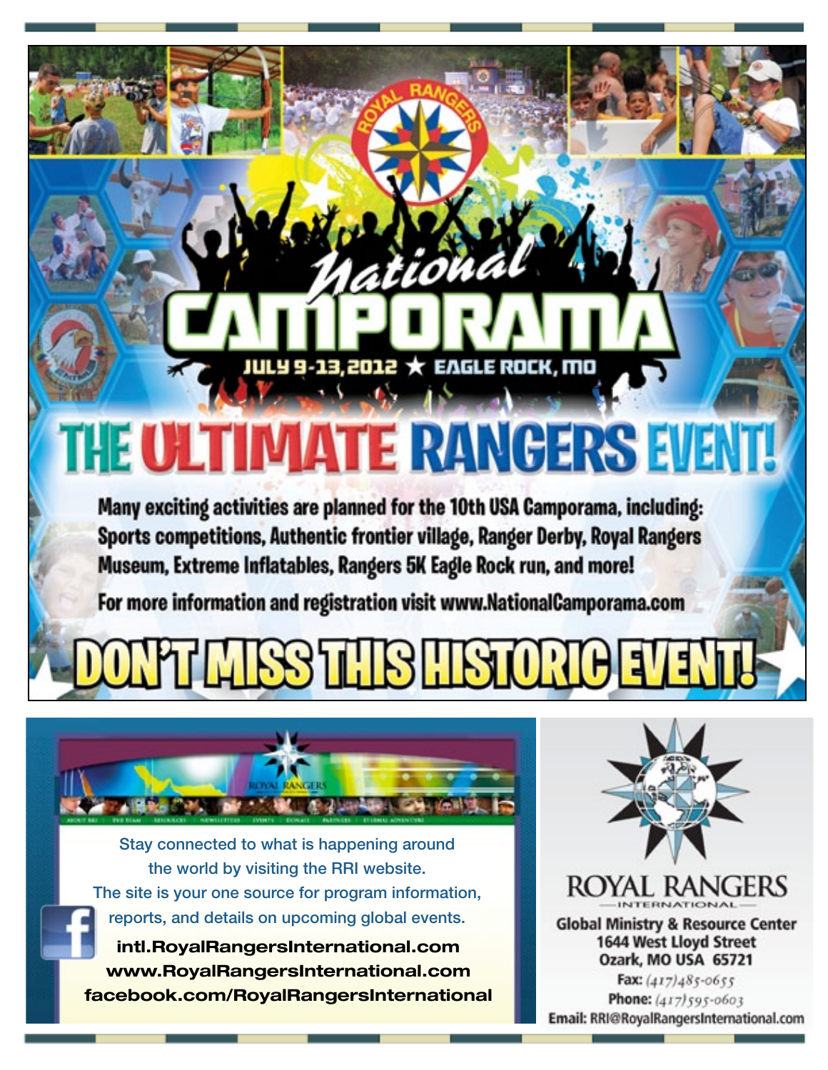# National CAMPORAMA

JULY 9-13, 2012 ★ EAGLE ROCK, MO

# THE ULTIMATE RANGERS EVENT!

**Many exciting activities are planned for the 10th USA Camporama, including: Sports competitions, Authentic frontier village, Ranger Derby, Royal Rangers Museum, Extreme Inflatables, Rangers 5K Eagle Rock run, and more!**

**For more information and registration visit www.NationalCamporama.com**

# DON'T MISS THIS HISTORIC EVENT!

Stay connected to what is happening around the world by visiting the RRI website. The site is your one source for program information, reports, and details on upcoming global events.

**intl.RoyalRangersInternational.com**
**www.RoyalRangersInternational.com**
**facebook.com/RoyalRangersInternational**

ROYAL RANGERS
INTERNATIONAL

**Global Ministry & Resource Center**
**1644 West Lloyd Street**
**Ozark, MO USA 65721**
**Fax:** (417)485-0655
**Phone:** (417)595-0603
**Email:** RRI@RoyalRangersInternational.com